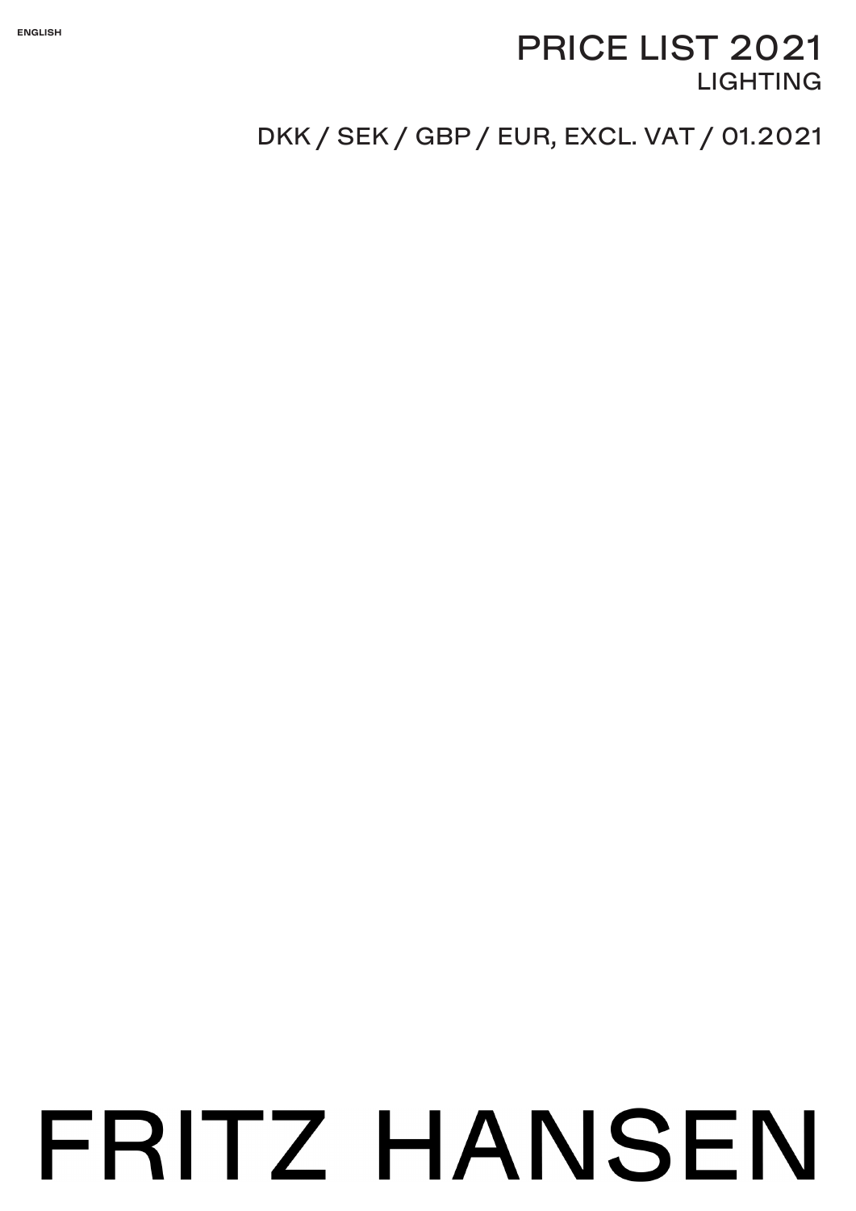ENGLISH

# PRICE LIST 2021
## LIGHTING

DKK / SEK / GBP / EUR, EXCL. VAT / 01.2021

# FRITZ HANSEN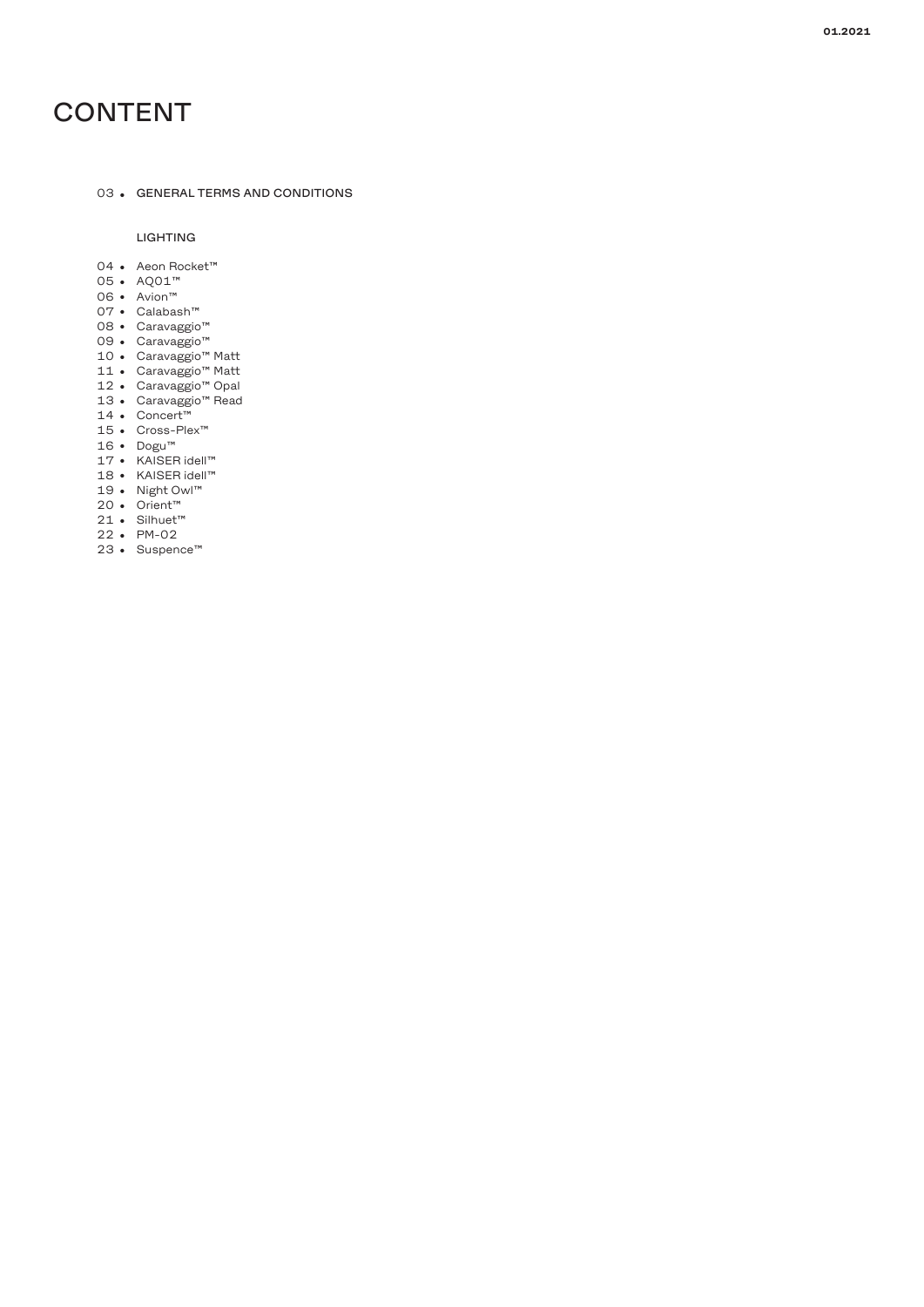# CONTENT

03 • GENERAL TERMS AND CONDITIONS

LIGHTING

04 • Aeon Rocket™
05 • AQ01™
06 • Avion™
07 • Calabash™
08 • Caravaggio™
09 • Caravaggio™
10 • Caravaggio™ Matt
11 • Caravaggio™ Matt
12 • Caravaggio™ Opal
13 • Caravaggio™ Read
14 • Concert™
15 • Cross-Plex™
16 • Dogu™
17 • KAISER idell™
18 • KAISER idell™
19 • Night Owl™
20 • Orient™
21 • Silhuet™
22 • PM-02
23 • Suspence™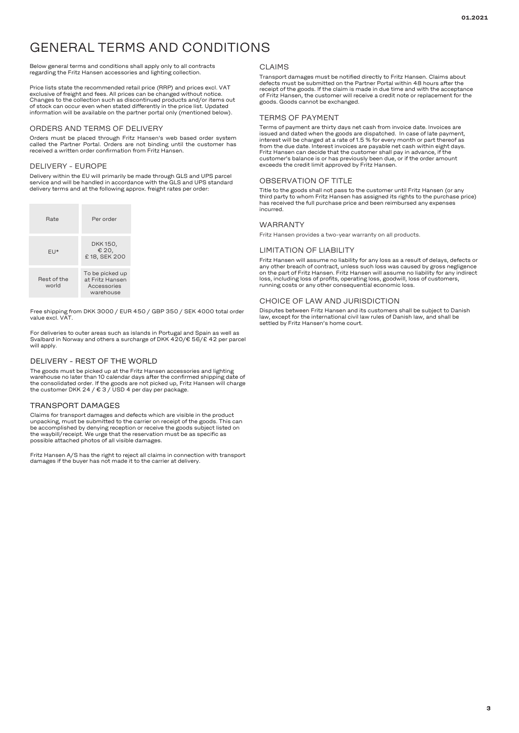# GENERAL TERMS AND CONDITIONS

Below general terms and conditions shall apply only to all contracts regarding the Fritz Hansen accessories and lighting collection.

Price lists state the recommended retail price (RRP) and prices excl. VAT exclusive of freight and fees. All prices can be changed without notice. Changes to the collection such as discontinued products and/or items out of stock can occur even when stated differently in the price list. Updated information will be available on the partner portal only (mentioned below).

## ORDERS AND TERMS OF DELIVERY

Orders must be placed through Fritz Hansen's web based order system called the Partner Portal. Orders are not binding until the customer has received a written order confirmation from Fritz Hansen.

## DELIVERY - EUROPE

Delivery within the EU will primarily be made through GLS and UPS parcel service and will be handled in accordance with the GLS and UPS standard delivery terms and at the following approx. freight rates per order:

| Rate | Per order |
|---|---|
| EU* | DKK 150, € 20, £ 18, SEK 200 |
| Rest of the world | To be picked up at Fritz Hansen Accessories warehouse |

Free shipping from DKK 3000 / EUR 450 / GBP 350 / SEK 4000 total order value excl. VAT.

For deliveries to outer areas such as islands in Portugal and Spain as well as Svalbard in Norway and others a surcharge of DKK 420/€ 56/£ 42 per parcel will apply.

## DELIVERY - REST OF THE WORLD

The goods must be picked up at the Fritz Hansen accessories and lighting warehouse no later than 10 calendar days after the confirmed shipping date of the consolidated order. If the goods are not picked up, Fritz Hansen will charge the customer DKK 24 / € 3 / USD 4 per day per package.

## TRANSPORT DAMAGES

Claims for transport damages and defects which are visible in the product unpacking, must be submitted to the carrier on receipt of the goods. This can be accomplished by denying reception or receive the goods subject listed on the waybill/receipt. We urge that the reservation must be as specific as possible attached photos of all visible damages.

Fritz Hansen A/S has the right to reject all claims in connection with transport damages if the buyer has not made it to the carrier at delivery.

## CLAIMS

Transport damages must be notified directly to Fritz Hansen. Claims about defects must be submitted on the Partner Portal within 48 hours after the receipt of the goods. If the claim is made in due time and with the acceptance of Fritz Hansen, the customer will receive a credit note or replacement for the goods. Goods cannot be exchanged.

## TERMS OF PAYMENT

Terms of payment are thirty days net cash from invoice date. Invoices are issued and dated when the goods are dispatched. In case of late payment, interest will be charged at a rate of 1.5 % for every month or part thereof as from the due date. Interest invoices are payable net cash within eight days. Fritz Hansen can decide that the customer shall pay in advance, if the customer's balance is or has previously been due, or if the order amount exceeds the credit limit approved by Fritz Hansen.

## OBSERVATION OF TITLE

Title to the goods shall not pass to the customer until Fritz Hansen (or any third party to whom Fritz Hansen has assigned its rights to the purchase price) has received the full purchase price and been reimbursed any expenses incurred.

## WARRANTY

Fritz Hansen provides a two-year warranty on all products.

## LIMITATION OF LIABILITY

Fritz Hansen will assume no liability for any loss as a result of delays, defects or any other breach of contract, unless such loss was caused by gross negligence on the part of Fritz Hansen. Fritz Hansen will assume no liability for any indirect loss, including loss of profits, operating loss, goodwill, loss of customers, running costs or any other consequential economic loss.

## CHOICE OF LAW AND JURISDICTION

Disputes between Fritz Hansen and its customers shall be subject to Danish law, except for the international civil law rules of Danish law, and shall be settled by Fritz Hansen's home court.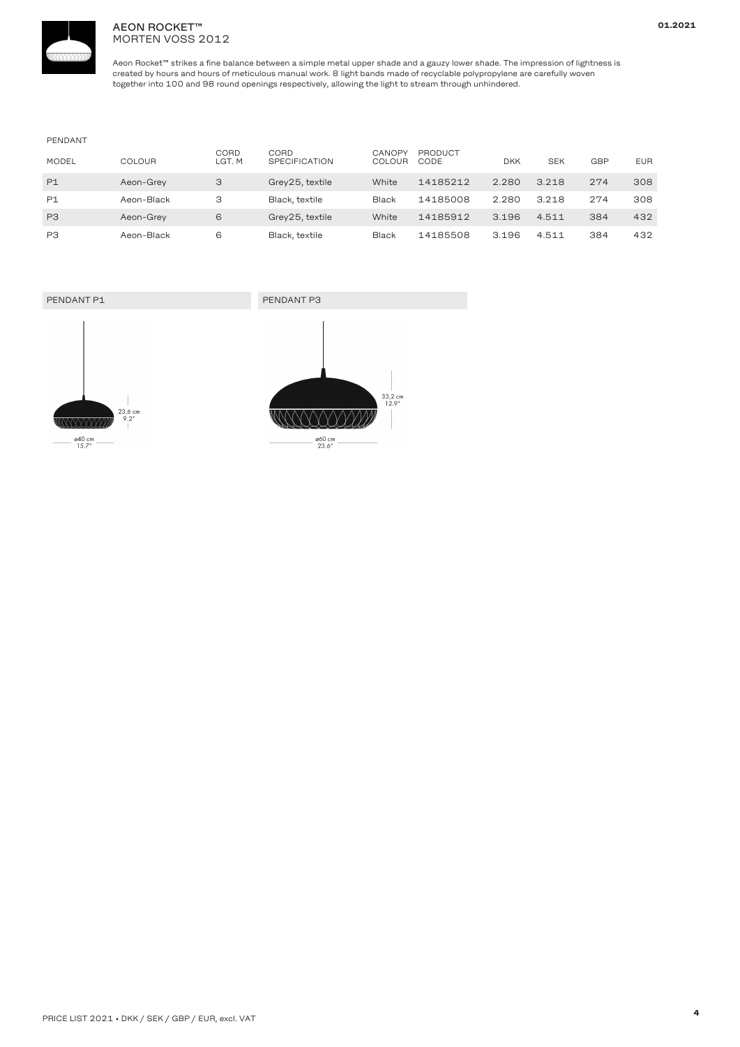# AEON ROCKET™
MORTEN VOSS 2012

Aeon Rocket™ strikes a fine balance between a simple metal upper shade and a gauzy lower shade. The impression of lightness is created by hours and hours of meticulous manual work. 8 light bands made of recyclable polypropylene are carefully woven together into 100 and 98 round openings respectively, allowing the light to stream through unhindered.

PENDANT

| MODEL | COLOUR | CORD LGT. M | CORD SPECIFICATION | CANOPY COLOUR | PRODUCT CODE | DKK | SEK | GBP | EUR |
|---|---|---|---|---|---|---|---|---|---|
| P1 | Aeon-Grey | 3 | Grey25, textile | White | 14185212 | 2.280 | 3.218 | 274 | 308 |
| P1 | Aeon-Black | 3 | Black, textile | Black | 14185008 | 2.280 | 3.218 | 274 | 308 |
| P3 | Aeon-Grey | 6 | Grey25, textile | White | 14185912 | 3.196 | 4.511 | 384 | 432 |
| P3 | Aeon-Black | 6 | Black, textile | Black | 14185508 | 3.196 | 4.511 | 384 | 432 |

PENDANT P1

23,6 cm
9.2"

ø40 cm
15.7"

PENDANT P3

33,2 cm
12.9"

ø60 cm
23.6"

PRICE LIST 2021 • DKK / SEK / GBP / EUR, excl. VAT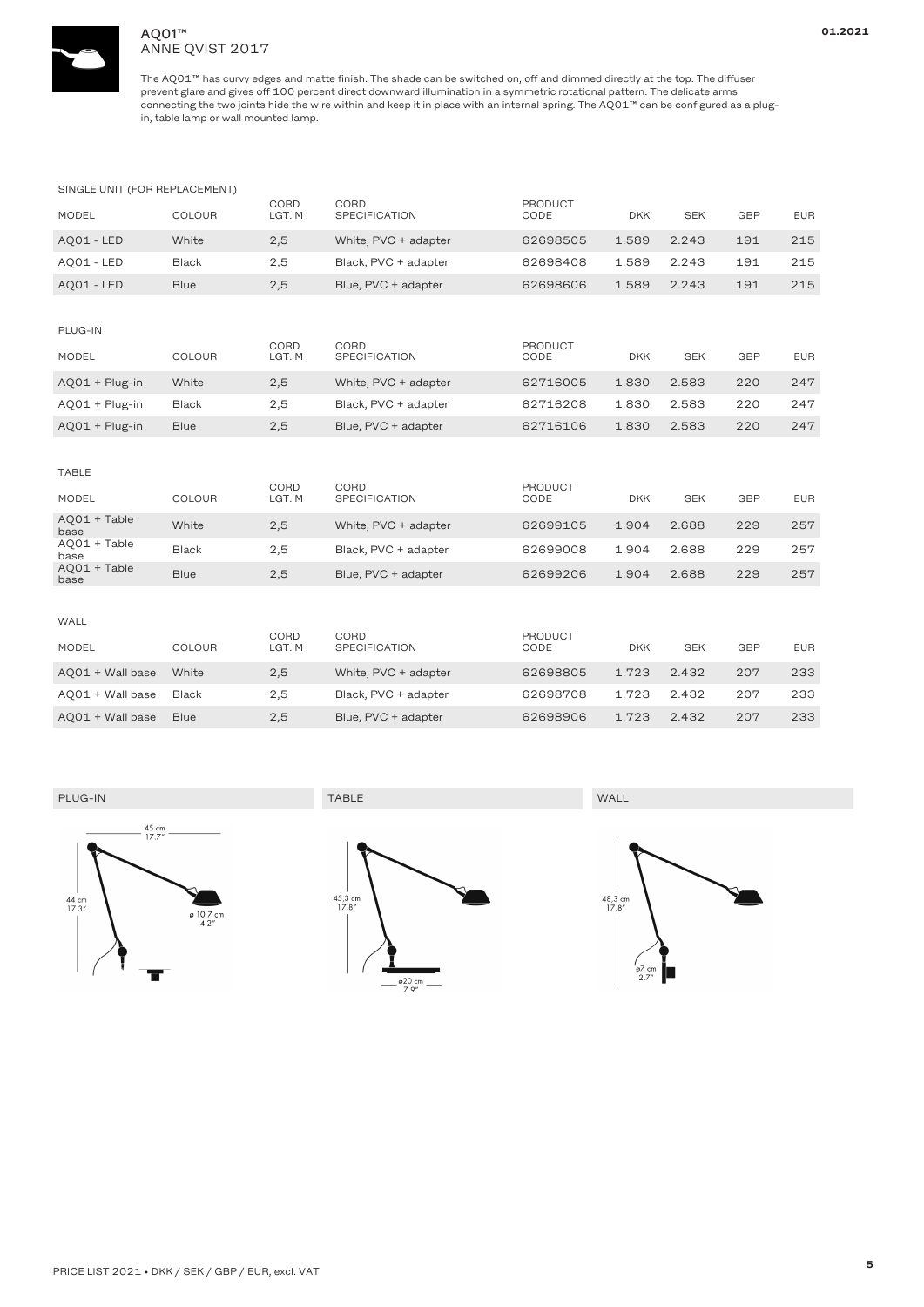# AQ01™
ANNE QVIST 2017

The AQ01™ has curvy edges and matte finish. The shade can be switched on, off and dimmed directly at the top. The diffuser prevent glare and gives off 100 percent direct downward illumination in a symmetric rotational pattern. The delicate arms connecting the two joints hide the wire within and keep it in place with an internal spring. The AQ01™ can be configured as a plug-in, table lamp or wall mounted lamp.

SINGLE UNIT (FOR REPLACEMENT)

| MODEL | COLOUR | CORD LGT. M | CORD SPECIFICATION | PRODUCT CODE | DKK | SEK | GBP | EUR |
|---|---|---|---|---|---|---|---|---|
| AQ01 - LED | White | 2,5 | White, PVC + adapter | 62698505 | 1.589 | 2.243 | 191 | 215 |
| AQ01 - LED | Black | 2,5 | Black, PVC + adapter | 62698408 | 1.589 | 2.243 | 191 | 215 |
| AQ01 - LED | Blue | 2,5 | Blue, PVC + adapter | 62698606 | 1.589 | 2.243 | 191 | 215 |

PLUG-IN

| MODEL | COLOUR | CORD LGT. M | CORD SPECIFICATION | PRODUCT CODE | DKK | SEK | GBP | EUR |
|---|---|---|---|---|---|---|---|---|
| AQ01 + Plug-in | White | 2,5 | White, PVC + adapter | 62716005 | 1.830 | 2.583 | 220 | 247 |
| AQ01 + Plug-in | Black | 2,5 | Black, PVC + adapter | 62716208 | 1.830 | 2.583 | 220 | 247 |
| AQ01 + Plug-in | Blue | 2,5 | Blue, PVC + adapter | 62716106 | 1.830 | 2.583 | 220 | 247 |

TABLE

| MODEL | COLOUR | CORD LGT. M | CORD SPECIFICATION | PRODUCT CODE | DKK | SEK | GBP | EUR |
|---|---|---|---|---|---|---|---|---|
| AQ01 + Table base | White | 2,5 | White, PVC + adapter | 62699105 | 1.904 | 2.688 | 229 | 257 |
| AQ01 + Table base | Black | 2,5 | Black, PVC + adapter | 62699008 | 1.904 | 2.688 | 229 | 257 |
| AQ01 + Table base | Blue | 2,5 | Blue, PVC + adapter | 62699206 | 1.904 | 2.688 | 229 | 257 |

WALL

| MODEL | COLOUR | CORD LGT. M | CORD SPECIFICATION | PRODUCT CODE | DKK | SEK | GBP | EUR |
|---|---|---|---|---|---|---|---|---|
| AQ01 + Wall base | White | 2,5 | White, PVC + adapter | 62698805 | 1.723 | 2.432 | 207 | 233 |
| AQ01 + Wall base | Black | 2,5 | Black, PVC + adapter | 62698708 | 1.723 | 2.432 | 207 | 233 |
| AQ01 + Wall base | Blue | 2,5 | Blue, PVC + adapter | 62698906 | 1.723 | 2.432 | 207 | 233 |

PLUG-IN

45 cm 17.7″ · 44 cm 17.3″ · ø 10,7 cm 4.2″

TABLE

45,3 cm 17.8″ · ø20 cm 7.9″

WALL

48,3 cm 17.8″ · ø7 cm 2.7″

PRICE LIST 2021 • DKK / SEK / GBP / EUR, excl. VAT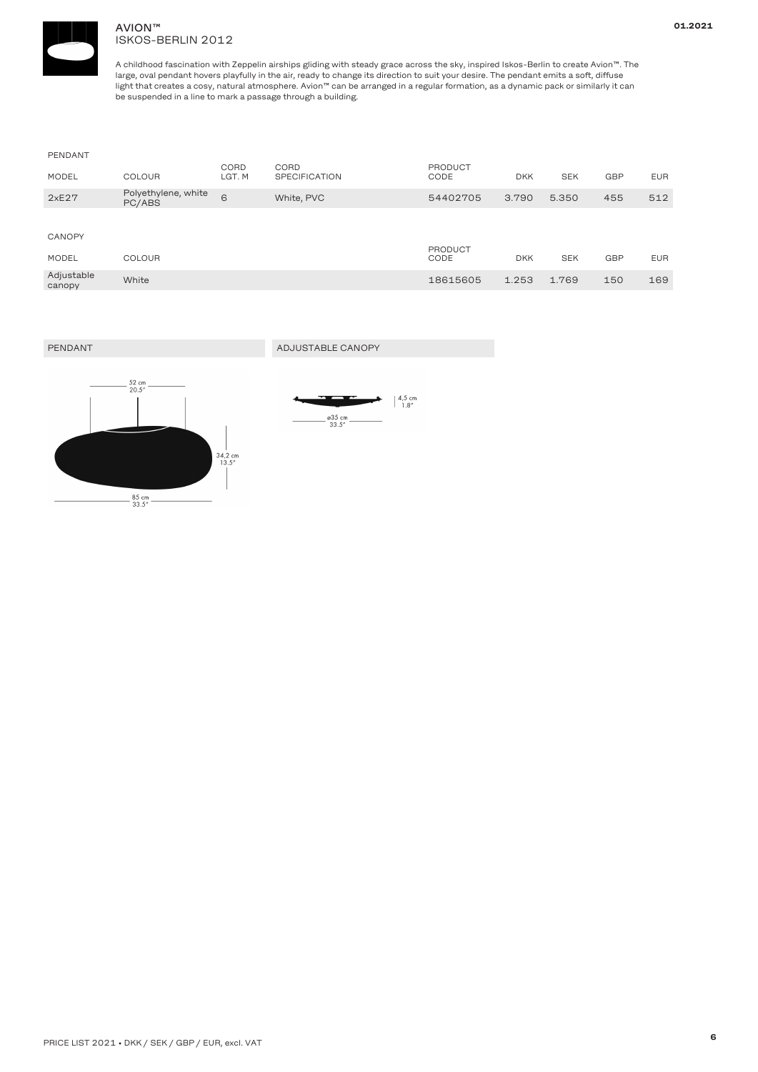# AVION™

## ISKOS-BERLIN 2012

A childhood fascination with Zeppelin airships gliding with steady grace across the sky, inspired Iskos-Berlin to create Avion™. The large, oval pendant hovers playfully in the air, ready to change its direction to suit your desire. The pendant emits a soft, diffuse light that creates a cosy, natural atmosphere. Avion™ can be arranged in a regular formation, as a dynamic pack or similarly it can be suspended in a line to mark a passage through a building.

PENDANT

| MODEL | COLOUR | CORD LGT. M | CORD SPECIFICATION | PRODUCT CODE | DKK | SEK | GBP | EUR |
|---|---|---|---|---|---|---|---|---|
| 2xE27 | Polyethylene, white PC/ABS | 6 | White, PVC | 54402705 | 3.790 | 5.350 | 455 | 512 |

CANOPY

| MODEL | COLOUR | PRODUCT CODE | DKK | SEK | GBP | EUR |
|---|---|---|---|---|---|---|
| Adjustable canopy | White | 18615605 | 1.253 | 1.769 | 150 | 169 |

PENDANT

52 cm
20.5"

34,2 cm
13.5"

85 cm
33.5"

ADJUSTABLE CANOPY

4,5 cm
1.8"

ø35 cm
33.5"

PRICE LIST 2021 • DKK / SEK / GBP / EUR, excl. VAT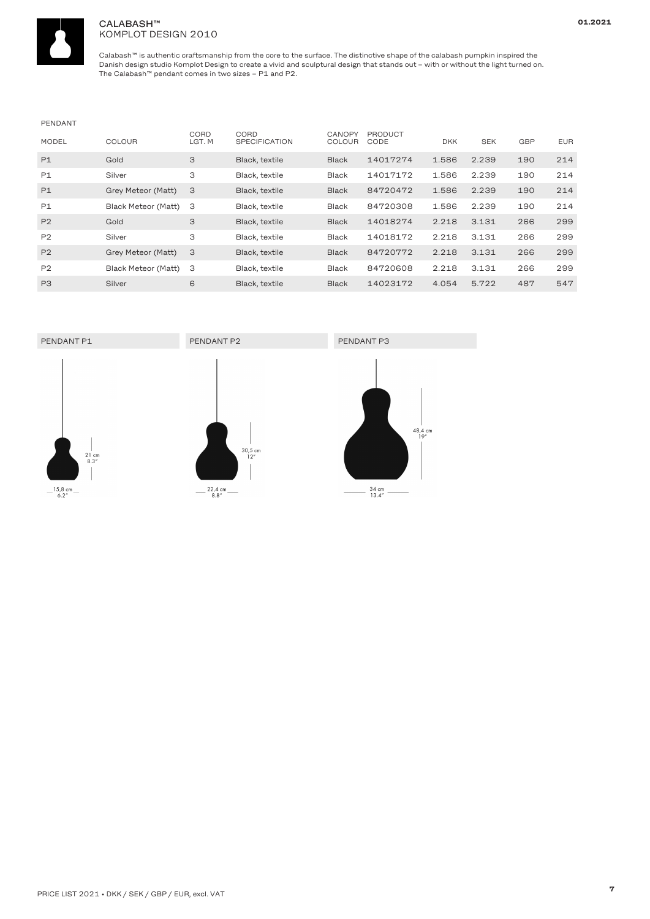# CALABASH™
KOMPLOT DESIGN 2010

Calabash™ is authentic craftsmanship from the core to the surface. The distinctive shape of the calabash pumpkin inspired the Danish design studio Komplot Design to create a vivid and sculptural design that stands out – with or without the light turned on. The Calabash™ pendant comes in two sizes – P1 and P2.

PENDANT

| MODEL | COLOUR | CORD LGT. M | CORD SPECIFICATION | CANOPY COLOUR | PRODUCT CODE | DKK | SEK | GBP | EUR |
|---|---|---|---|---|---|---|---|---|---|
| P1 | Gold | 3 | Black, textile | Black | 14017274 | 1.586 | 2.239 | 190 | 214 |
| P1 | Silver | 3 | Black, textile | Black | 14017172 | 1.586 | 2.239 | 190 | 214 |
| P1 | Grey Meteor (Matt) | 3 | Black, textile | Black | 84720472 | 1.586 | 2.239 | 190 | 214 |
| P1 | Black Meteor (Matt) | 3 | Black, textile | Black | 84720308 | 1.586 | 2.239 | 190 | 214 |
| P2 | Gold | 3 | Black, textile | Black | 14018274 | 2.218 | 3.131 | 266 | 299 |
| P2 | Silver | 3 | Black, textile | Black | 14018172 | 2.218 | 3.131 | 266 | 299 |
| P2 | Grey Meteor (Matt) | 3 | Black, textile | Black | 84720772 | 2.218 | 3.131 | 266 | 299 |
| P2 | Black Meteor (Matt) | 3 | Black, textile | Black | 84720608 | 2.218 | 3.131 | 266 | 299 |
| P3 | Silver | 6 | Black, textile | Black | 14023172 | 4.054 | 5.722 | 487 | 547 |

PENDANT P1

21 cm
8.3"

15,8 cm
6.2"

PENDANT P2

30,5 cm
12"

22,4 cm
8.8"

PENDANT P3

48,4 cm
19"

34 cm
13.4"

PRICE LIST 2021 • DKK / SEK / GBP / EUR, excl. VAT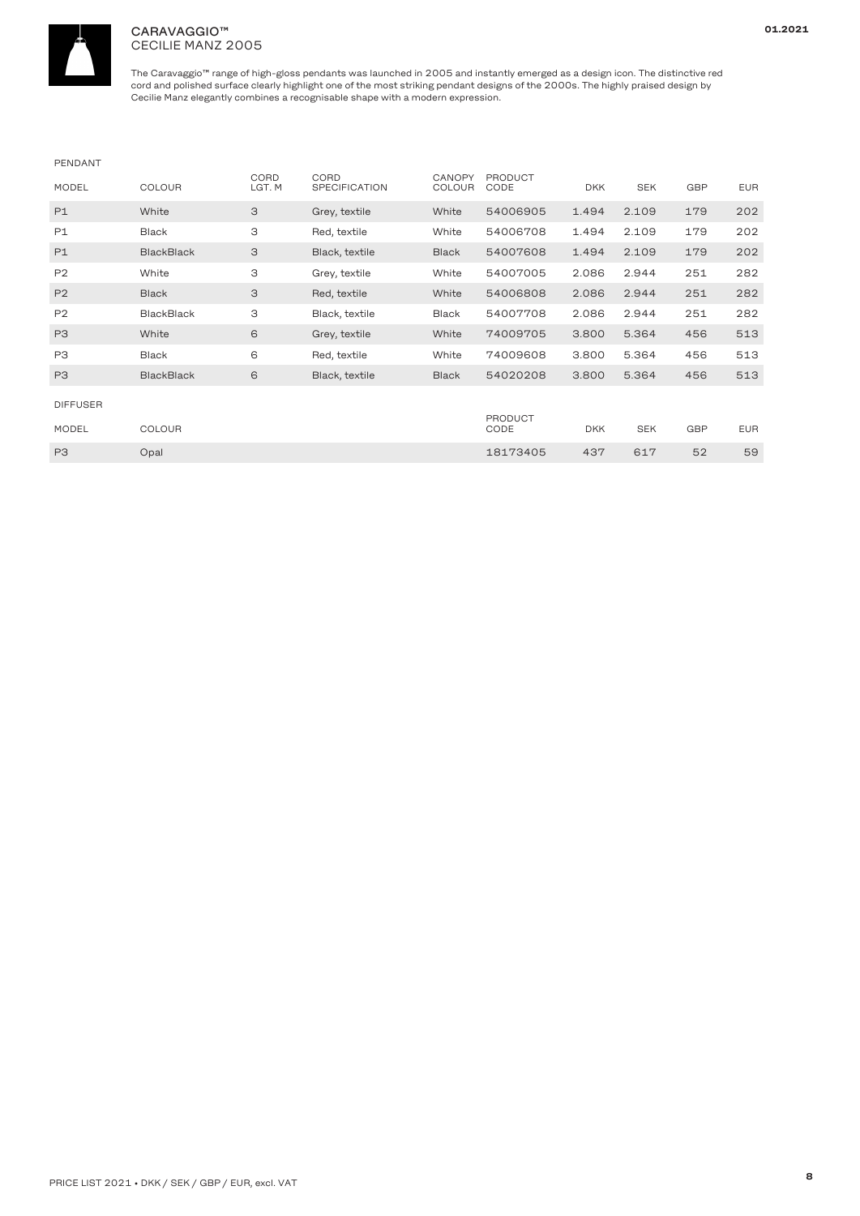# CARAVAGGIO™
CECILIE MANZ 2005

The Caravaggio™ range of high-gloss pendants was launched in 2005 and instantly emerged as a design icon. The distinctive red cord and polished surface clearly highlight one of the most striking pendant designs of the 2000s. The highly praised design by Cecilie Manz elegantly combines a recognisable shape with a modern expression.

PENDANT

| MODEL | COLOUR | CORD LGT. M | CORD SPECIFICATION | CANOPY COLOUR | PRODUCT CODE | DKK | SEK | GBP | EUR |
|---|---|---|---|---|---|---|---|---|---|
| P1 | White | 3 | Grey, textile | White | 54006905 | 1.494 | 2.109 | 179 | 202 |
| P1 | Black | 3 | Red, textile | White | 54006708 | 1.494 | 2.109 | 179 | 202 |
| P1 | BlackBlack | 3 | Black, textile | Black | 54007608 | 1.494 | 2.109 | 179 | 202 |
| P2 | White | 3 | Grey, textile | White | 54007005 | 2.086 | 2.944 | 251 | 282 |
| P2 | Black | 3 | Red, textile | White | 54006808 | 2.086 | 2.944 | 251 | 282 |
| P2 | BlackBlack | 3 | Black, textile | Black | 54007708 | 2.086 | 2.944 | 251 | 282 |
| P3 | White | 6 | Grey, textile | White | 74009705 | 3.800 | 5.364 | 456 | 513 |
| P3 | Black | 6 | Red, textile | White | 74009608 | 3.800 | 5.364 | 456 | 513 |
| P3 | BlackBlack | 6 | Black, textile | Black | 54020208 | 3.800 | 5.364 | 456 | 513 |

DIFFUSER

| MODEL | COLOUR | PRODUCT CODE | DKK | SEK | GBP | EUR |
|---|---|---|---|---|---|---|
| P3 | Opal | 18173405 | 437 | 617 | 52 | 59 |

PRICE LIST 2021 • DKK / SEK / GBP / EUR, excl. VAT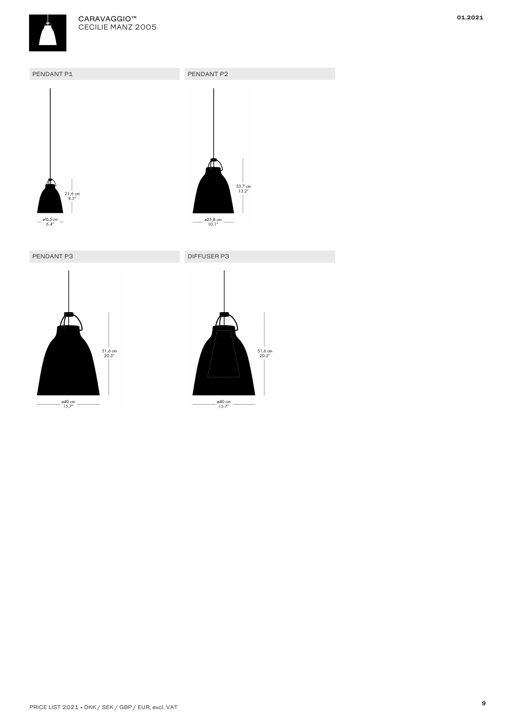CARAVAGGIO™
CECILIE MANZ 2005

01.2021

## PENDANT P1

21,6 cm
8.5"

ø16,5 cm
6.4"

## PENDANT P2

33,7 cm
13.2"

ø25,8 cm
10.1"

## PENDANT P3

51,6 cm
20.3"

ø40 cm
15.7"

## DIFFUSER P3

51,6 cm
20.3"

ø40 cm
15.7"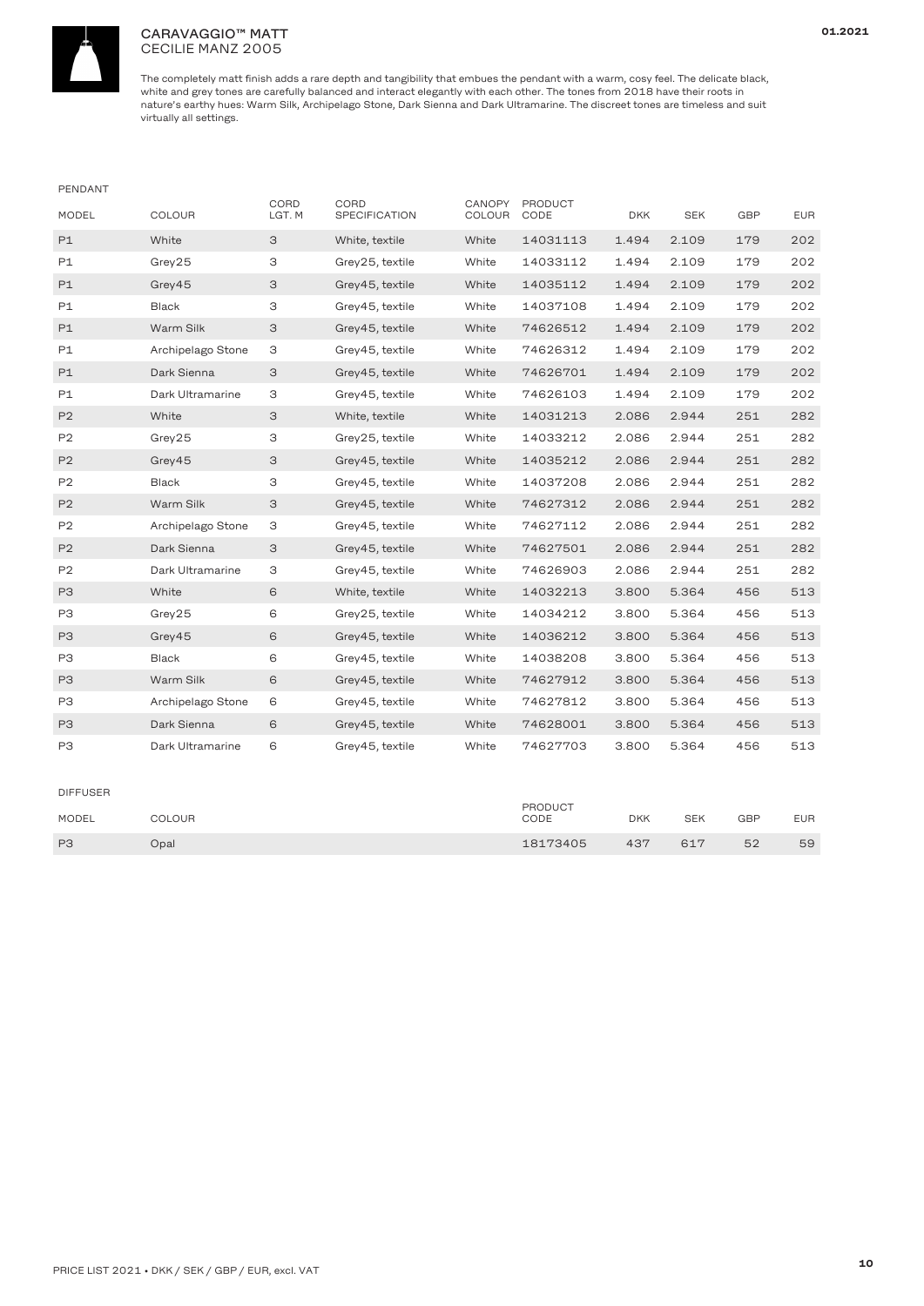# CARAVAGGIO™ MATT
CECILIE MANZ 2005

The completely matt finish adds a rare depth and tangibility that embues the pendant with a warm, cosy feel. The delicate black, white and grey tones are carefully balanced and interact elegantly with each other. The tones from 2018 have their roots in nature's earthy hues: Warm Silk, Archipelago Stone, Dark Sienna and Dark Ultramarine. The discreet tones are timeless and suit virtually all settings.

PENDANT

| MODEL | COLOUR | CORD LGT. M | CORD SPECIFICATION | CANOPY COLOUR | PRODUCT CODE | DKK | SEK | GBP | EUR |
|---|---|---|---|---|---|---|---|---|---|
| P1 | White | 3 | White, textile | White | 14031113 | 1.494 | 2.109 | 179 | 202 |
| P1 | Grey25 | 3 | Grey25, textile | White | 14033112 | 1.494 | 2.109 | 179 | 202 |
| P1 | Grey45 | 3 | Grey45, textile | White | 14035112 | 1.494 | 2.109 | 179 | 202 |
| P1 | Black | 3 | Grey45, textile | White | 14037108 | 1.494 | 2.109 | 179 | 202 |
| P1 | Warm Silk | 3 | Grey45, textile | White | 74626512 | 1.494 | 2.109 | 179 | 202 |
| P1 | Archipelago Stone | 3 | Grey45, textile | White | 74626312 | 1.494 | 2.109 | 179 | 202 |
| P1 | Dark Sienna | 3 | Grey45, textile | White | 74626701 | 1.494 | 2.109 | 179 | 202 |
| P1 | Dark Ultramarine | 3 | Grey45, textile | White | 74626103 | 1.494 | 2.109 | 179 | 202 |
| P2 | White | 3 | White, textile | White | 14031213 | 2.086 | 2.944 | 251 | 282 |
| P2 | Grey25 | 3 | Grey25, textile | White | 14033212 | 2.086 | 2.944 | 251 | 282 |
| P2 | Grey45 | 3 | Grey45, textile | White | 14035212 | 2.086 | 2.944 | 251 | 282 |
| P2 | Black | 3 | Grey45, textile | White | 14037208 | 2.086 | 2.944 | 251 | 282 |
| P2 | Warm Silk | 3 | Grey45, textile | White | 74627312 | 2.086 | 2.944 | 251 | 282 |
| P2 | Archipelago Stone | 3 | Grey45, textile | White | 74627112 | 2.086 | 2.944 | 251 | 282 |
| P2 | Dark Sienna | 3 | Grey45, textile | White | 74627501 | 2.086 | 2.944 | 251 | 282 |
| P2 | Dark Ultramarine | 3 | Grey45, textile | White | 74626903 | 2.086 | 2.944 | 251 | 282 |
| P3 | White | 6 | White, textile | White | 14032213 | 3.800 | 5.364 | 456 | 513 |
| P3 | Grey25 | 6 | Grey25, textile | White | 14034212 | 3.800 | 5.364 | 456 | 513 |
| P3 | Grey45 | 6 | Grey45, textile | White | 14036212 | 3.800 | 5.364 | 456 | 513 |
| P3 | Black | 6 | Grey45, textile | White | 14038208 | 3.800 | 5.364 | 456 | 513 |
| P3 | Warm Silk | 6 | Grey45, textile | White | 74627912 | 3.800 | 5.364 | 456 | 513 |
| P3 | Archipelago Stone | 6 | Grey45, textile | White | 74627812 | 3.800 | 5.364 | 456 | 513 |
| P3 | Dark Sienna | 6 | Grey45, textile | White | 74628001 | 3.800 | 5.364 | 456 | 513 |
| P3 | Dark Ultramarine | 6 | Grey45, textile | White | 74627703 | 3.800 | 5.364 | 456 | 513 |

DIFFUSER

| MODEL | COLOUR | PRODUCT CODE | DKK | SEK | GBP | EUR |
|---|---|---|---|---|---|---|
| P3 | Opal | 18173405 | 437 | 617 | 52 | 59 |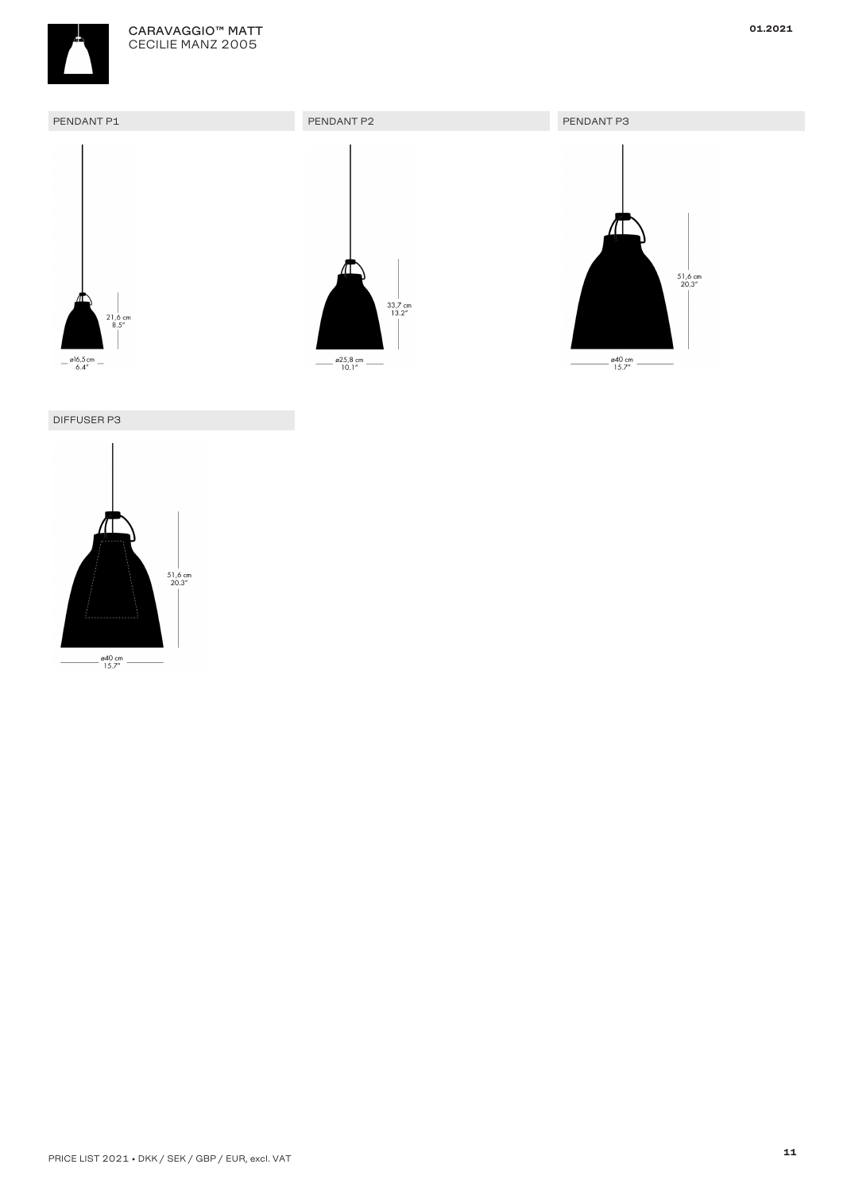# CARAVAGGIO™ MATT
CECILIE MANZ 2005

## PENDANT P1

21,6 cm
8.5"

ø16,5 cm
6.4"

## PENDANT P2

33,7 cm
13.2"

ø25,8 cm
10.1"

## PENDANT P3

51,6 cm
20.3"

ø40 cm
15.7"

## DIFFUSER P3

51,6 cm
20.3"

ø40 cm
15.7"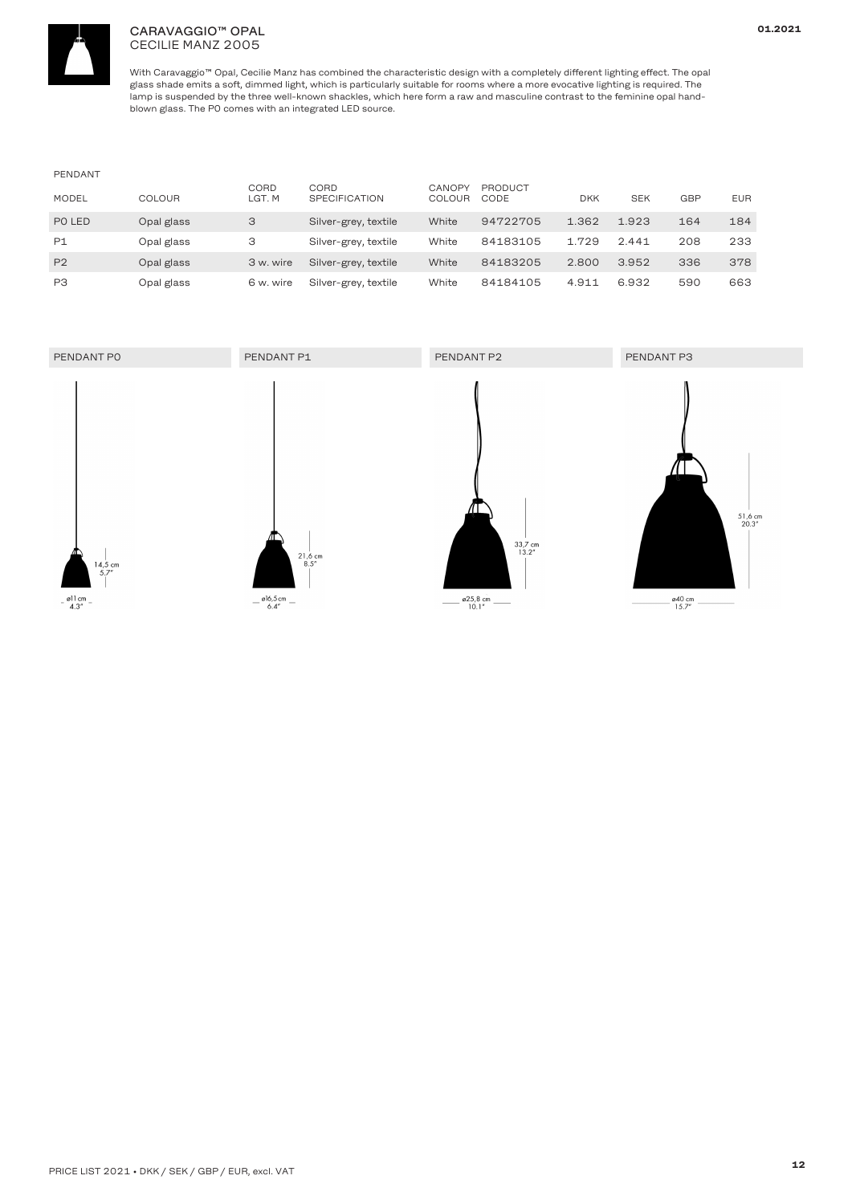# CARAVAGGIO™ OPAL
CECILIE MANZ 2005

With Caravaggio™ Opal, Cecilie Manz has combined the characteristic design with a completely different lighting effect. The opal glass shade emits a soft, dimmed light, which is particularly suitable for rooms where a more evocative lighting is required. The lamp is suspended by the three well-known shackles, which here form a raw and masculine contrast to the feminine opal hand-blown glass. The P0 comes with an integrated LED source.

PENDANT

| MODEL | COLOUR | CORD LGT. M | CORD SPECIFICATION | CANOPY COLOUR | PRODUCT CODE | DKK | SEK | GBP | EUR |
|---|---|---|---|---|---|---|---|---|---|
| P0 LED | Opal glass | 3 | Silver-grey, textile | White | 94722705 | 1.362 | 1.923 | 164 | 184 |
| P1 | Opal glass | 3 | Silver-grey, textile | White | 84183105 | 1.729 | 2.441 | 208 | 233 |
| P2 | Opal glass | 3 w. wire | Silver-grey, textile | White | 84183205 | 2.800 | 3.952 | 336 | 378 |
| P3 | Opal glass | 6 w. wire | Silver-grey, textile | White | 84184105 | 4.911 | 6.932 | 590 | 663 |

PENDANT P0

14,5 cm 5.7"

ø11 cm 4.3"

PENDANT P1

21,6 cm 8.5"

ø16,5 cm 6.4"

PENDANT P2

33,7 cm 13.2"

ø25,8 cm 10.1"

PENDANT P3

51,6 cm 20.3"

ø40 cm 15.7"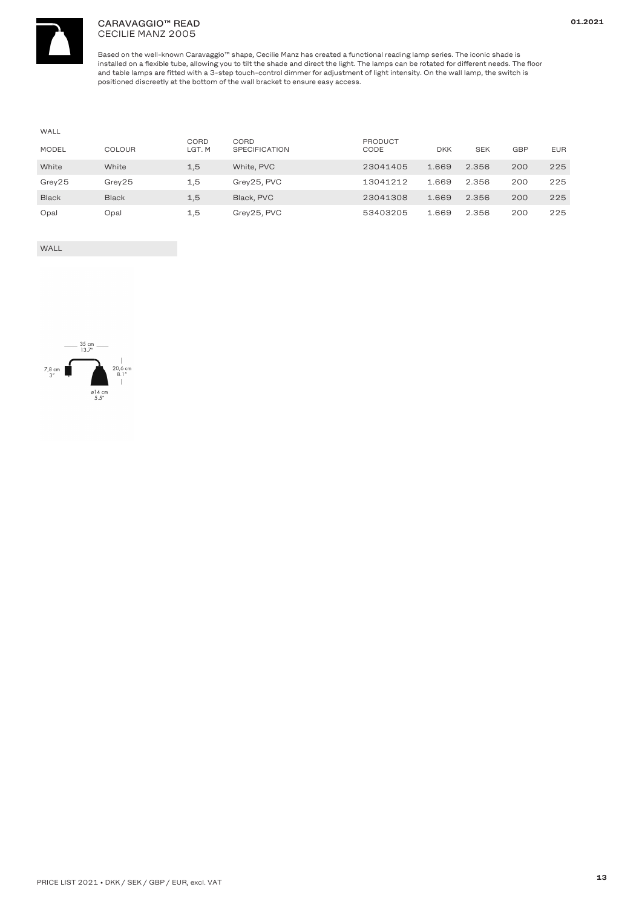# CARAVAGGIO™ READ
CECILIE MANZ 2005

Based on the well-known Caravaggio™ shape, Cecilie Manz has created a functional reading lamp series. The iconic shade is installed on a flexible tube, allowing you to tilt the shade and direct the light. The lamps can be rotated for different needs. The floor and table lamps are fitted with a 3-step touch-control dimmer for adjustment of light intensity. On the wall lamp, the switch is positioned discreetly at the bottom of the wall bracket to ensure easy access.

WALL

| MODEL | COLOUR | CORD LGT. M | CORD SPECIFICATION | PRODUCT CODE | DKK | SEK | GBP | EUR |
|---|---|---|---|---|---|---|---|---|
| White | White | 1,5 | White, PVC | 23041405 | 1.669 | 2.356 | 200 | 225 |
| Grey25 | Grey25 | 1,5 | Grey25, PVC | 13041212 | 1.669 | 2.356 | 200 | 225 |
| Black | Black | 1,5 | Black, PVC | 23041308 | 1.669 | 2.356 | 200 | 225 |
| Opal | Opal | 1,5 | Grey25, PVC | 53403205 | 1.669 | 2.356 | 200 | 225 |

WALL

35 cm 13.7"
7,8 cm 3"
20,6 cm 8.1"
ø14 cm 5.5"

PRICE LIST 2021 • DKK / SEK / GBP / EUR, excl. VAT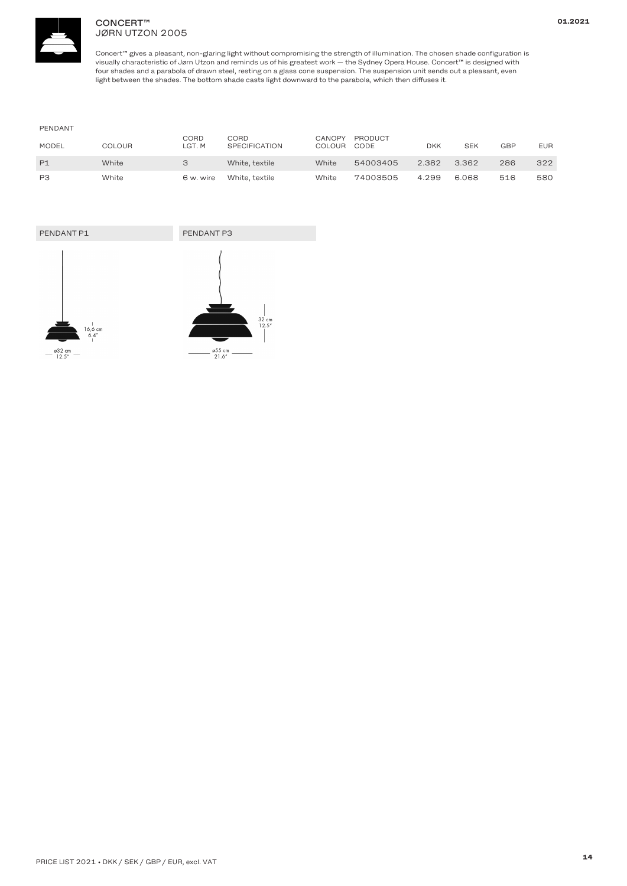# CONCERT™
JØRN UTZON 2005

Concert™ gives a pleasant, non-glaring light without compromising the strength of illumination. The chosen shade configuration is visually characteristic of Jørn Utzon and reminds us of his greatest work — the Sydney Opera House. Concert™ is designed with four shades and a parabola of drawn steel, resting on a glass cone suspension. The suspension unit sends out a pleasant, even light between the shades. The bottom shade casts light downward to the parabola, which then diffuses it.

PENDANT

| MODEL | COLOUR | CORD LGT. M | CORD SPECIFICATION | CANOPY COLOUR | PRODUCT CODE | DKK | SEK | GBP | EUR |
|---|---|---|---|---|---|---|---|---|---|
| P1 | White | 3 | White, textile | White | 54003405 | 2.382 | 3.362 | 286 | 322 |
| P3 | White | 6 w. wire | White, textile | White | 74003505 | 4.299 | 6.068 | 516 | 580 |

PENDANT P1

16,6 cm
6.4"

ø32 cm
12.5"

PENDANT P3

32 cm
12.5"

ø55 cm
21.6"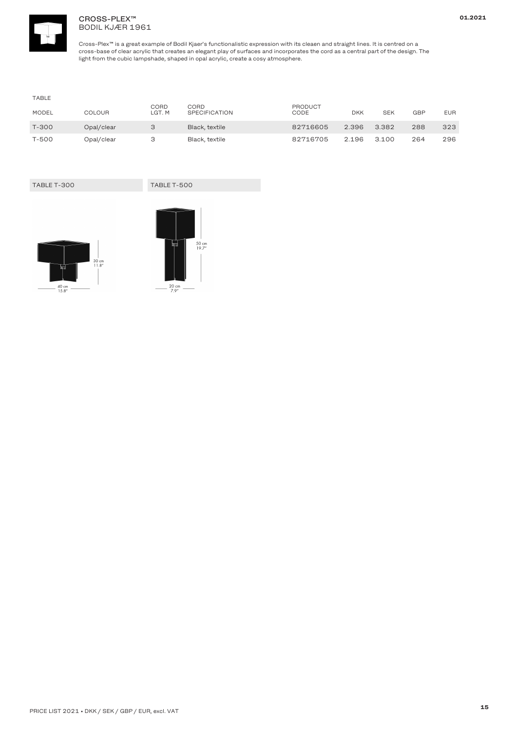# CROSS-PLEX™
## BODIL KJÆR 1961

Cross-Plex™ is a great example of Bodil Kjaer's functionalistic expression with its cleaen and straight lines. It is centred on a cross-base of clear acrylic that creates an elegant play of surfaces and incorporates the cord as a central part of the design. The light from the cubic lampshade, shaped in opal acrylic, create a cosy atmosphere.

TABLE

| MODEL | COLOUR | CORD LGT. M | CORD SPECIFICATION | PRODUCT CODE | DKK | SEK | GBP | EUR |
|---|---|---|---|---|---|---|---|---|
| T-300 | Opal/clear | 3 | Black, textile | 82716605 | 2.396 | 3.382 | 288 | 323 |
| T-500 | Opal/clear | 3 | Black, textile | 82716705 | 2.196 | 3.100 | 264 | 296 |

TABLE T-300

30 cm
11.8"

40 cm
15.8"

TABLE T-500

50 cm
19.7"

20 cm
7.9"

PRICE LIST 2021 • DKK / SEK / GBP / EUR, excl. VAT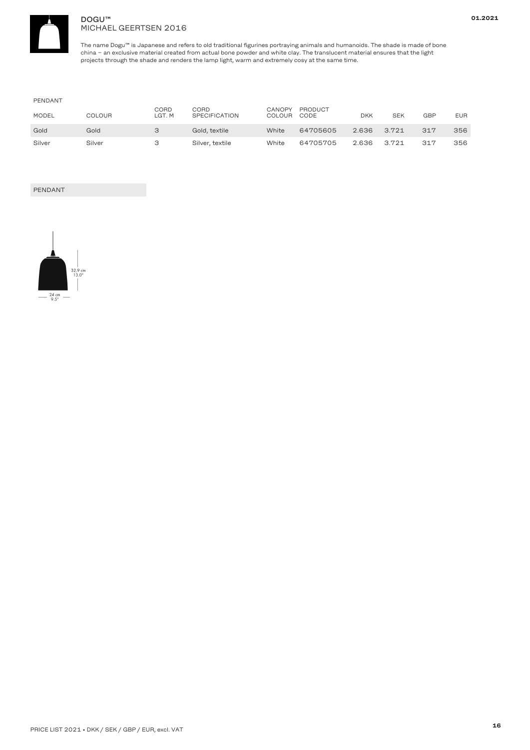# DOGU™
MICHAEL GEERTSEN 2016

The name Dogu™ is Japanese and refers to old traditional figurines portraying animals and humanoids. The shade is made of bone china – an exclusive material created from actual bone powder and white clay. The translucent material ensures that the light projects through the shade and renders the lamp light, warm and extremely cosy at the same time.

PENDANT

| MODEL | COLOUR | CORD LGT. M | CORD SPECIFICATION | CANOPY COLOUR | PRODUCT CODE | DKK | SEK | GBP | EUR |
|---|---|---|---|---|---|---|---|---|---|
| Gold | Gold | 3 | Gold, textile | White | 64705605 | 2.636 | 3.721 | 317 | 356 |
| Silver | Silver | 3 | Silver, textile | White | 64705705 | 2.636 | 3.721 | 317 | 356 |

PENDANT

32,9 cm
13.0"

24 cm
9.5"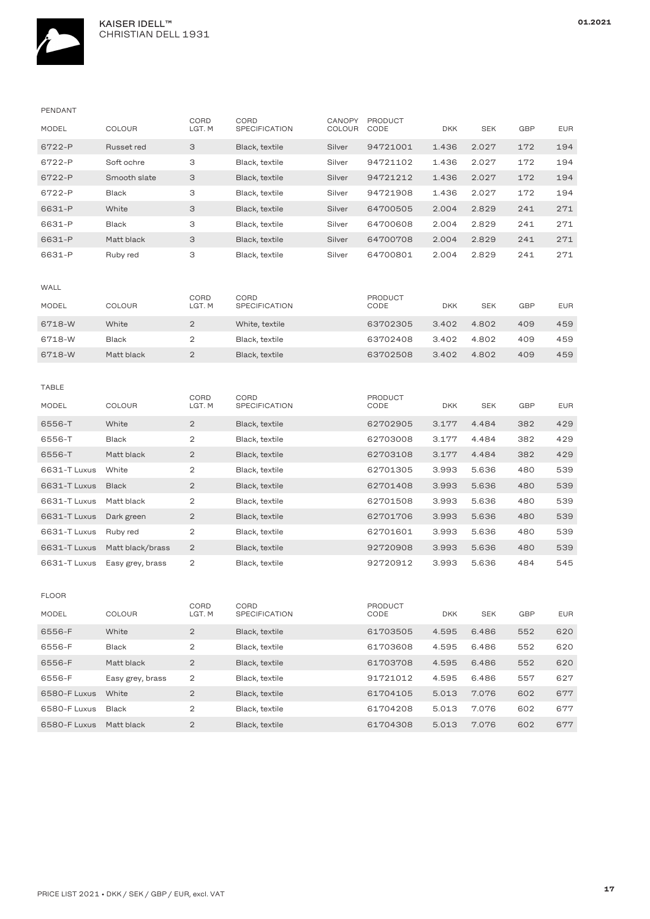# KAISER IDELL™ CHRISTIAN DELL 1931

## PENDANT

| MODEL | COLOUR | CORD LGT. M | CORD SPECIFICATION | CANOPY COLOUR | PRODUCT CODE | DKK | SEK | GBP | EUR |
|---|---|---|---|---|---|---|---|---|---|
| 6722-P | Russet red | 3 | Black, textile | Silver | 94721001 | 1.436 | 2.027 | 172 | 194 |
| 6722-P | Soft ochre | 3 | Black, textile | Silver | 94721102 | 1.436 | 2.027 | 172 | 194 |
| 6722-P | Smooth slate | 3 | Black, textile | Silver | 94721212 | 1.436 | 2.027 | 172 | 194 |
| 6722-P | Black | 3 | Black, textile | Silver | 94721908 | 1.436 | 2.027 | 172 | 194 |
| 6631-P | White | 3 | Black, textile | Silver | 64700505 | 2.004 | 2.829 | 241 | 271 |
| 6631-P | Black | 3 | Black, textile | Silver | 64700608 | 2.004 | 2.829 | 241 | 271 |
| 6631-P | Matt black | 3 | Black, textile | Silver | 64700708 | 2.004 | 2.829 | 241 | 271 |
| 6631-P | Ruby red | 3 | Black, textile | Silver | 64700801 | 2.004 | 2.829 | 241 | 271 |

## WALL

| MODEL | COLOUR | CORD LGT. M | CORD SPECIFICATION | PRODUCT CODE | DKK | SEK | GBP | EUR |
|---|---|---|---|---|---|---|---|---|
| 6718-W | White | 2 | White, textile | 63702305 | 3.402 | 4.802 | 409 | 459 |
| 6718-W | Black | 2 | Black, textile | 63702408 | 3.402 | 4.802 | 409 | 459 |
| 6718-W | Matt black | 2 | Black, textile | 63702508 | 3.402 | 4.802 | 409 | 459 |

## TABLE

| MODEL | COLOUR | CORD LGT. M | CORD SPECIFICATION | PRODUCT CODE | DKK | SEK | GBP | EUR |
|---|---|---|---|---|---|---|---|---|
| 6556-T | White | 2 | Black, textile | 62702905 | 3.177 | 4.484 | 382 | 429 |
| 6556-T | Black | 2 | Black, textile | 62703008 | 3.177 | 4.484 | 382 | 429 |
| 6556-T | Matt black | 2 | Black, textile | 62703108 | 3.177 | 4.484 | 382 | 429 |
| 6631-T Luxus | White | 2 | Black, textile | 62701305 | 3.993 | 5.636 | 480 | 539 |
| 6631-T Luxus | Black | 2 | Black, textile | 62701408 | 3.993 | 5.636 | 480 | 539 |
| 6631-T Luxus | Matt black | 2 | Black, textile | 62701508 | 3.993 | 5.636 | 480 | 539 |
| 6631-T Luxus | Dark green | 2 | Black, textile | 62701706 | 3.993 | 5.636 | 480 | 539 |
| 6631-T Luxus | Ruby red | 2 | Black, textile | 62701601 | 3.993 | 5.636 | 480 | 539 |
| 6631-T Luxus | Matt black/brass | 2 | Black, textile | 92720908 | 3.993 | 5.636 | 480 | 539 |
| 6631-T Luxus | Easy grey, brass | 2 | Black, textile | 92720912 | 3.993 | 5.636 | 484 | 545 |

## FLOOR

| MODEL | COLOUR | CORD LGT. M | CORD SPECIFICATION | PRODUCT CODE | DKK | SEK | GBP | EUR |
|---|---|---|---|---|---|---|---|---|
| 6556-F | White | 2 | Black, textile | 61703505 | 4.595 | 6.486 | 552 | 620 |
| 6556-F | Black | 2 | Black, textile | 61703608 | 4.595 | 6.486 | 552 | 620 |
| 6556-F | Matt black | 2 | Black, textile | 61703708 | 4.595 | 6.486 | 552 | 620 |
| 6556-F | Easy grey, brass | 2 | Black, textile | 91721012 | 4.595 | 6.486 | 557 | 627 |
| 6580-F Luxus | White | 2 | Black, textile | 61704105 | 5.013 | 7.076 | 602 | 677 |
| 6580-F Luxus | Black | 2 | Black, textile | 61704208 | 5.013 | 7.076 | 602 | 677 |
| 6580-F Luxus | Matt black | 2 | Black, textile | 61704308 | 5.013 | 7.076 | 602 | 677 |

PRICE LIST 2021 • DKK / SEK / GBP / EUR, excl. VAT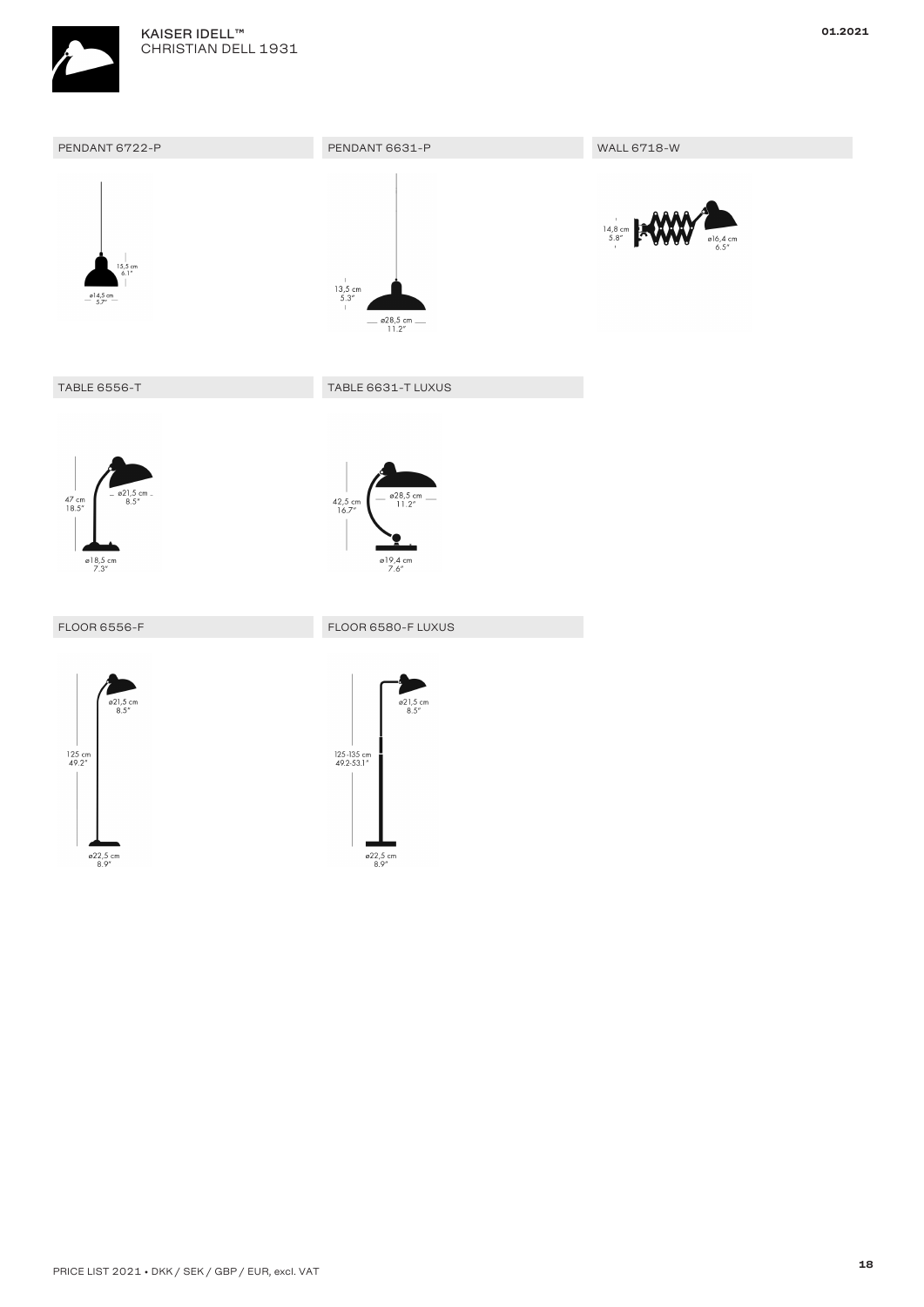KAISER IDELL™
CHRISTIAN DELL 1931

## PENDANT 6722-P

15,5 cm
6.1"

ø14,5 cm
5.7"

## PENDANT 6631-P

13,5 cm
5.3"

ø28,5 cm
11.2"

## WALL 6718-W

14,8 cm
5.8"

ø16,4 cm
6.5"

## TABLE 6556-T

47 cm
18.5"

ø21,5 cm
8.5"

ø18,5 cm
7.3"

## TABLE 6631-T LUXUS

42,5 cm
16.7"

ø28,5 cm
11.2"

ø19.4 cm
7.6"

## FLOOR 6556-F

ø21,5 cm
8.5"

125 cm
49.2"

ø22,5 cm
8.9"

## FLOOR 6580-F LUXUS

ø21,5 cm
8.5"

125-135 cm
49.2-53.1"

ø22,5 cm
8.9"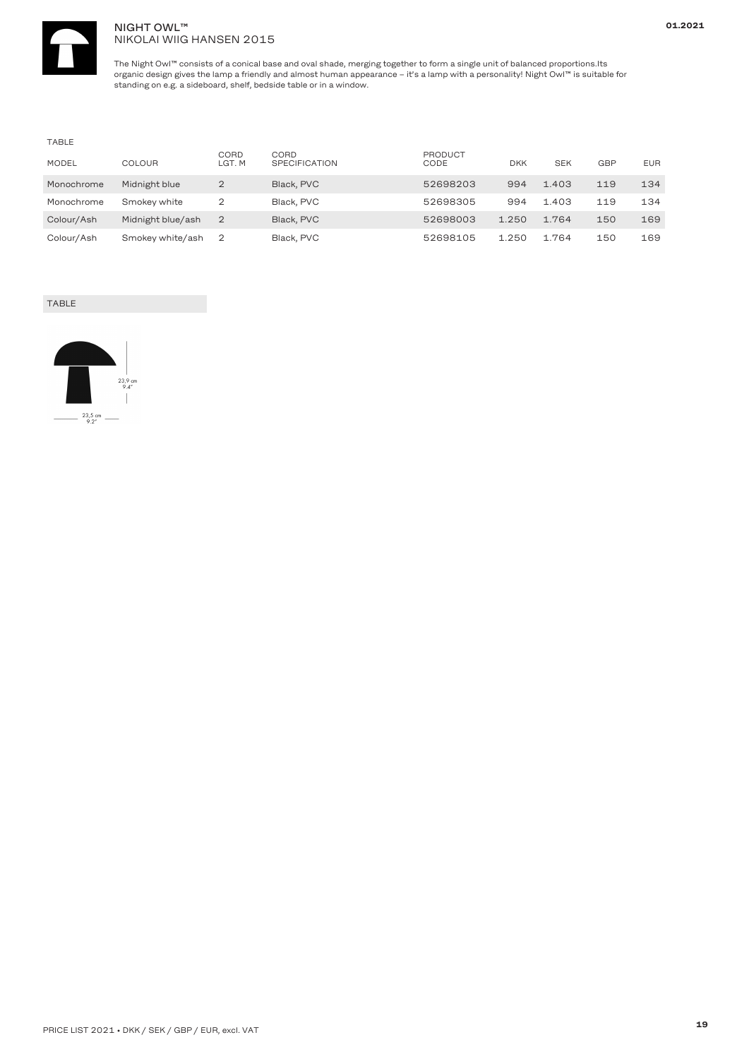# NIGHT OWL™

NIKOLAI WIIG HANSEN 2015

The Night Owl™ consists of a conical base and oval shade, merging together to form a single unit of balanced proportions.Its organic design gives the lamp a friendly and almost human appearance – it's a lamp with a personality! Night Owl™ is suitable for standing on e.g. a sideboard, shelf, bedside table or in a window.

TABLE

| MODEL | COLOUR | CORD LGT. M | CORD SPECIFICATION | PRODUCT CODE | DKK | SEK | GBP | EUR |
|---|---|---|---|---|---|---|---|---|
| Monochrome | Midnight blue | 2 | Black, PVC | 52698203 | 994 | 1.403 | 119 | 134 |
| Monochrome | Smokey white | 2 | Black, PVC | 52698305 | 994 | 1.403 | 119 | 134 |
| Colour/Ash | Midnight blue/ash | 2 | Black, PVC | 52698003 | 1.250 | 1.764 | 150 | 169 |
| Colour/Ash | Smokey white/ash | 2 | Black, PVC | 52698105 | 1.250 | 1.764 | 150 | 169 |

TABLE

23,9 cm
9.4"

23,5 cm
9.2"

PRICE LIST 2021 • DKK / SEK / GBP / EUR, excl. VAT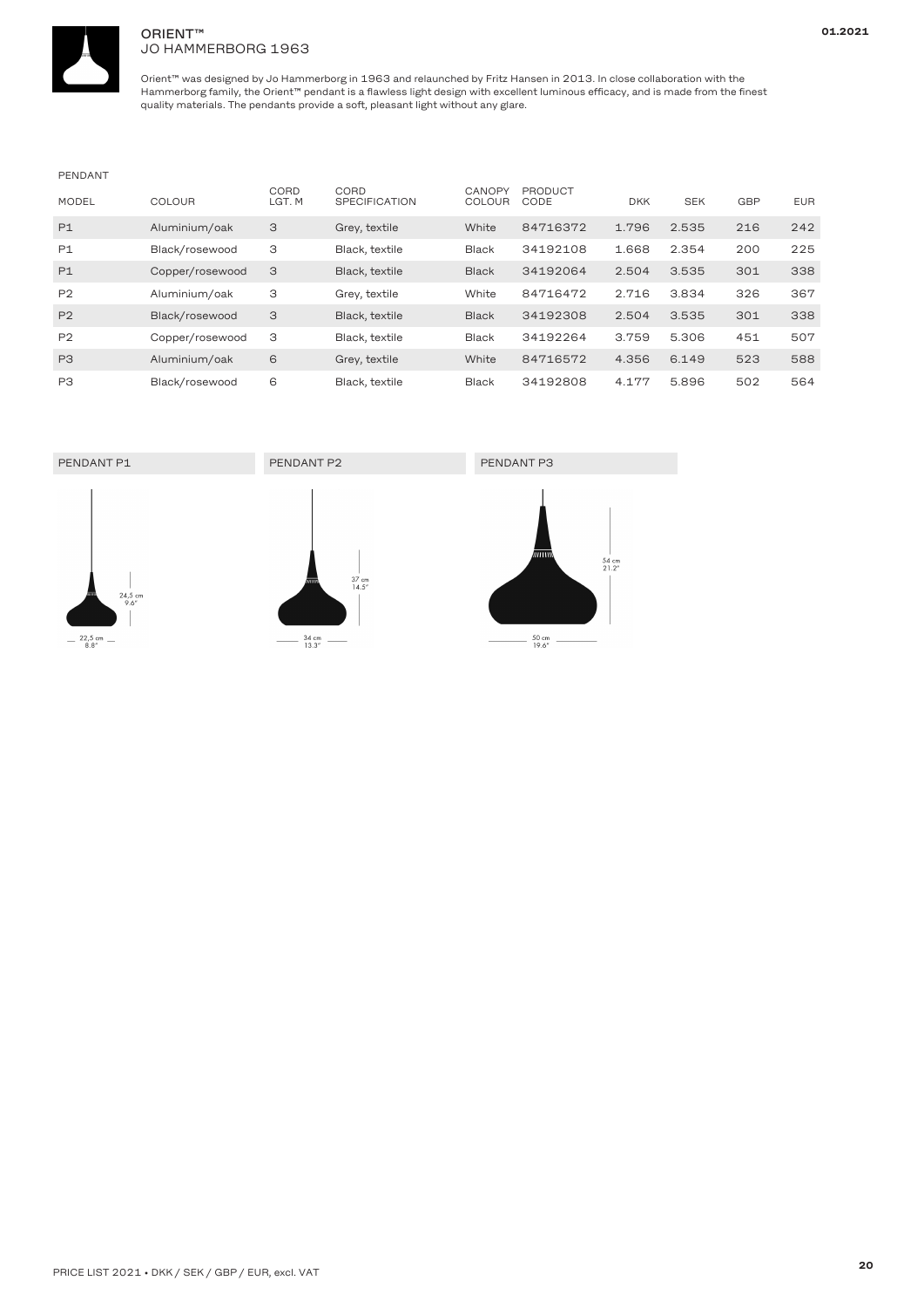# ORIENT™
## JO HAMMERBORG 1963

Orient™ was designed by Jo Hammerborg in 1963 and relaunched by Fritz Hansen in 2013. In close collaboration with the Hammerborg family, the Orient™ pendant is a flawless light design with excellent luminous efficacy, and is made from the finest quality materials. The pendants provide a soft, pleasant light without any glare.

PENDANT

| MODEL | COLOUR | CORD LGT. M | CORD SPECIFICATION | CANOPY COLOUR | PRODUCT CODE | DKK | SEK | GBP | EUR |
|---|---|---|---|---|---|---|---|---|---|
| P1 | Aluminium/oak | 3 | Grey, textile | White | 84716372 | 1.796 | 2.535 | 216 | 242 |
| P1 | Black/rosewood | 3 | Black, textile | Black | 34192108 | 1.668 | 2.354 | 200 | 225 |
| P1 | Copper/rosewood | 3 | Black, textile | Black | 34192064 | 2.504 | 3.535 | 301 | 338 |
| P2 | Aluminium/oak | 3 | Grey, textile | White | 84716472 | 2.716 | 3.834 | 326 | 367 |
| P2 | Black/rosewood | 3 | Black, textile | Black | 34192308 | 2.504 | 3.535 | 301 | 338 |
| P2 | Copper/rosewood | 3 | Black, textile | Black | 34192264 | 3.759 | 5.306 | 451 | 507 |
| P3 | Aluminium/oak | 6 | Grey, textile | White | 84716572 | 4.356 | 6.149 | 523 | 588 |
| P3 | Black/rosewood | 6 | Black, textile | Black | 34192808 | 4.177 | 5.896 | 502 | 564 |

PENDANT P1

24,5 cm / 9.6″
22,5 cm / 8.8″

PENDANT P2

37 cm / 14.5″
34 cm / 13.3″

PENDANT P3

54 cm / 21.2″
50 cm / 19.6″

PRICE LIST 2021 • DKK / SEK / GBP / EUR, excl. VAT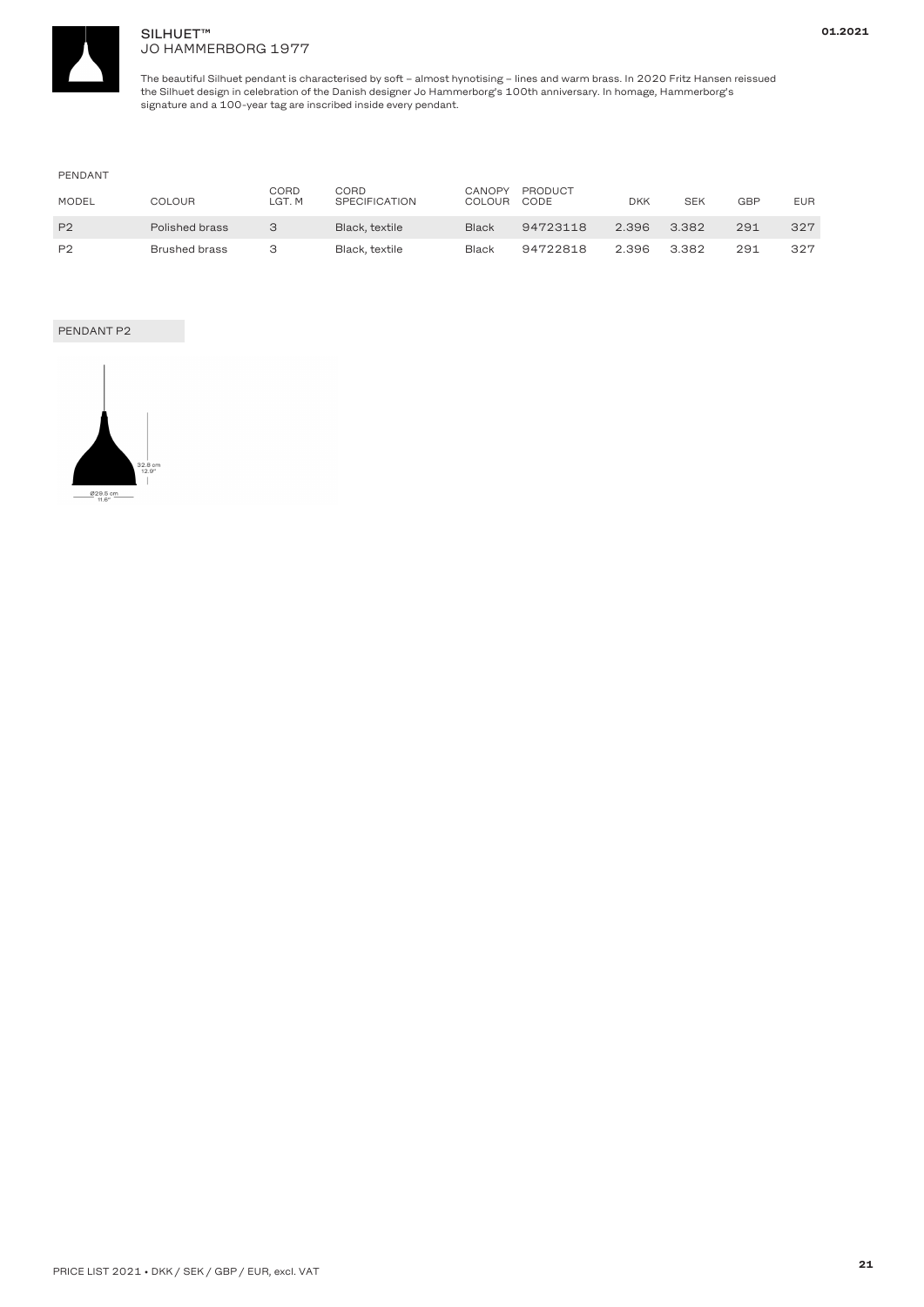# SILHUET™
JO HAMMERBORG 1977

The beautiful Silhuet pendant is characterised by soft – almost hynotising – lines and warm brass. In 2020 Fritz Hansen reissued the Silhuet design in celebration of the Danish designer Jo Hammerborg's 100th anniversary. In homage, Hammerborg's signature and a 100-year tag are inscribed inside every pendant.

PENDANT

| MODEL | COLOUR | CORD LGT. M | CORD SPECIFICATION | CANOPY COLOUR | PRODUCT CODE | DKK | SEK | GBP | EUR |
|---|---|---|---|---|---|---|---|---|---|
| P2 | Polished brass | 3 | Black, textile | Black | 94723118 | 2.396 | 3.382 | 291 | 327 |
| P2 | Brushed brass | 3 | Black, textile | Black | 94722818 | 2.396 | 3.382 | 291 | 327 |

PENDANT P2

32.8 cm
12.9"

Ø29.5 cm
11.6"

PRICE LIST 2021 • DKK / SEK / GBP / EUR, excl. VAT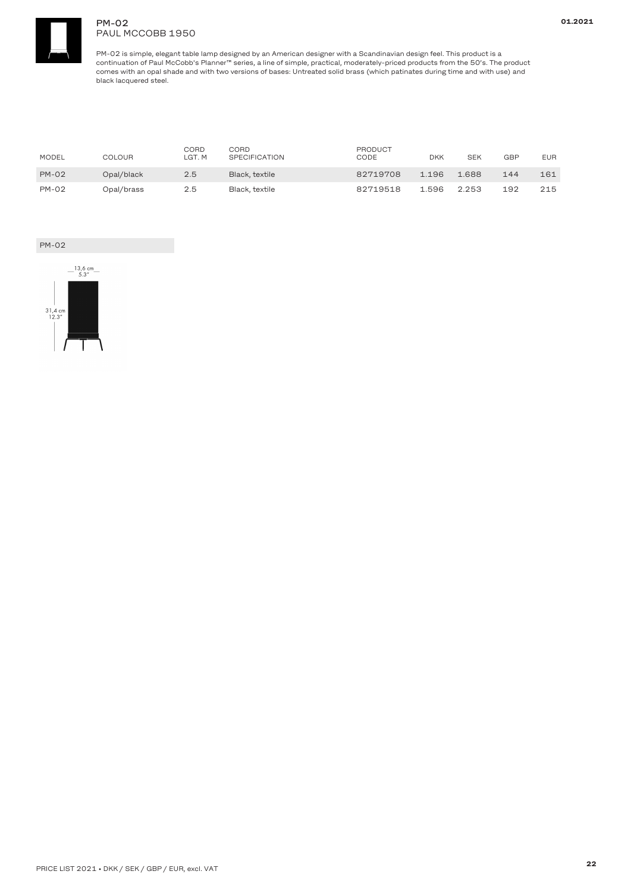# PM-02
PAUL MCCOBB 1950

PM-02 is simple, elegant table lamp designed by an American designer with a Scandinavian design feel. This product is a continuation of Paul McCobb's Planner™ series, a line of simple, practical, moderately-priced products from the 50's. The product comes with an opal shade and with two versions of bases: Untreated solid brass (which patinates during time and with use) and black lacquered steel.

| MODEL | COLOUR | CORD LGT. M | CORD SPECIFICATION | PRODUCT CODE | DKK | SEK | GBP | EUR |
|---|---|---|---|---|---|---|---|---|
| PM-02 | Opal/black | 2.5 | Black, textile | 82719708 | 1.196 | 1.688 | 144 | 161 |
| PM-02 | Opal/brass | 2.5 | Black, textile | 82719518 | 1.596 | 2.253 | 192 | 215 |

PM-02

13,6 cm
5.3"

31,4 cm
12.3"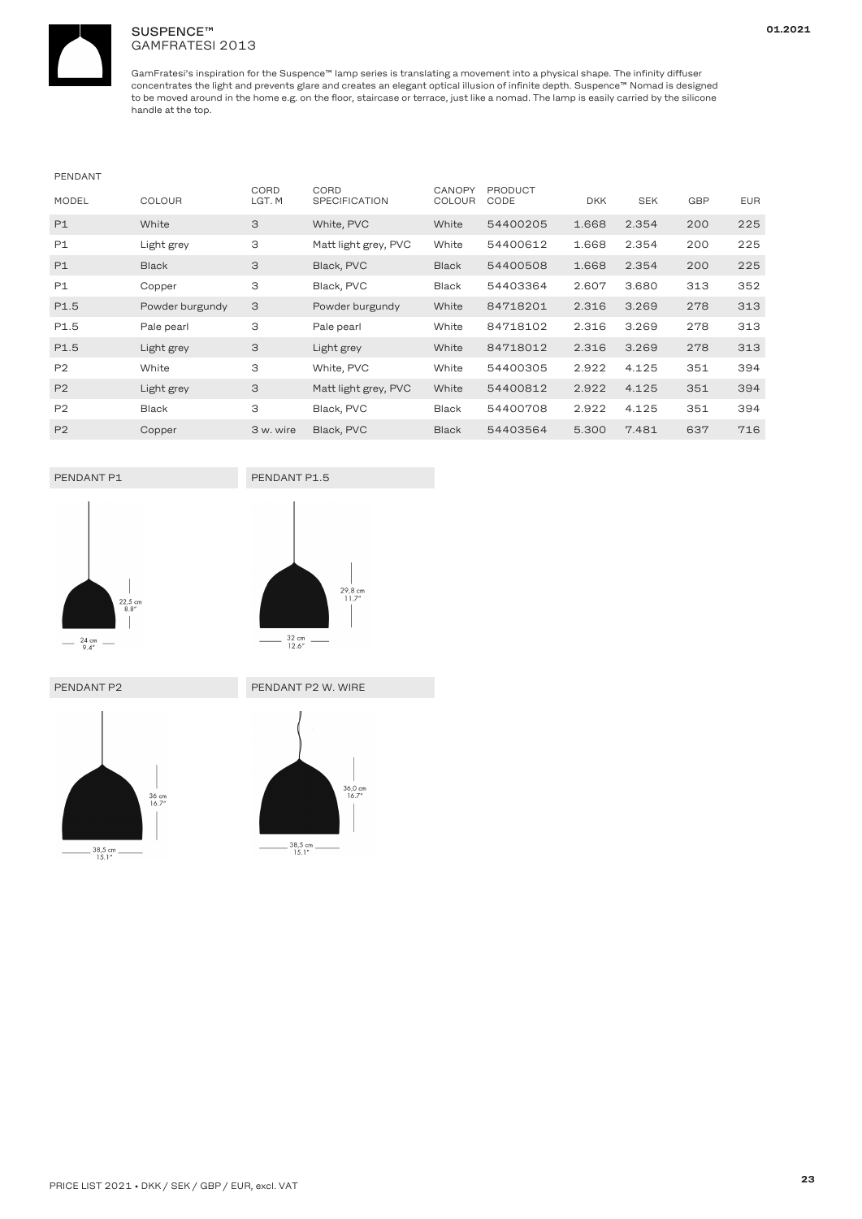# SUSPENCE™
GAMFRATESI 2013

GamFratesi's inspiration for the Suspence™ lamp series is translating a movement into a physical shape. The infinity diffuser concentrates the light and prevents glare and creates an elegant optical illusion of infinite depth. Suspence™ Nomad is designed to be moved around in the home e.g. on the floor, staircase or terrace, just like a nomad. The lamp is easily carried by the silicone handle at the top.

PENDANT

| MODEL | COLOUR | CORD LGT. M | CORD SPECIFICATION | CANOPY COLOUR | PRODUCT CODE | DKK | SEK | GBP | EUR |
|---|---|---|---|---|---|---|---|---|---|
| P1 | White | 3 | White, PVC | White | 54400205 | 1.668 | 2.354 | 200 | 225 |
| P1 | Light grey | 3 | Matt light grey, PVC | White | 54400612 | 1.668 | 2.354 | 200 | 225 |
| P1 | Black | 3 | Black, PVC | Black | 54400508 | 1.668 | 2.354 | 200 | 225 |
| P1 | Copper | 3 | Black, PVC | Black | 54403364 | 2.607 | 3.680 | 313 | 352 |
| P1.5 | Powder burgundy | 3 | Powder burgundy | White | 84718201 | 2.316 | 3.269 | 278 | 313 |
| P1.5 | Pale pearl | 3 | Pale pearl | White | 84718102 | 2.316 | 3.269 | 278 | 313 |
| P1.5 | Light grey | 3 | Light grey | White | 84718012 | 2.316 | 3.269 | 278 | 313 |
| P2 | White | 3 | White, PVC | White | 54400305 | 2.922 | 4.125 | 351 | 394 |
| P2 | Light grey | 3 | Matt light grey, PVC | White | 54400812 | 2.922 | 4.125 | 351 | 394 |
| P2 | Black | 3 | Black, PVC | Black | 54400708 | 2.922 | 4.125 | 351 | 394 |
| P2 | Copper | 3 w. wire | Black, PVC | Black | 54403564 | 5.300 | 7.481 | 637 | 716 |

PENDANT P1

22,5 cm
8.8"
24 cm
9.4"

PENDANT P1.5

29,8 cm
11.7"
32 cm
12.6"

PENDANT P2

36 cm
16.7"
38,5 cm
15.1"

PENDANT P2 W. WIRE

36,0 cm
16.7"
38,5 cm
15.1"